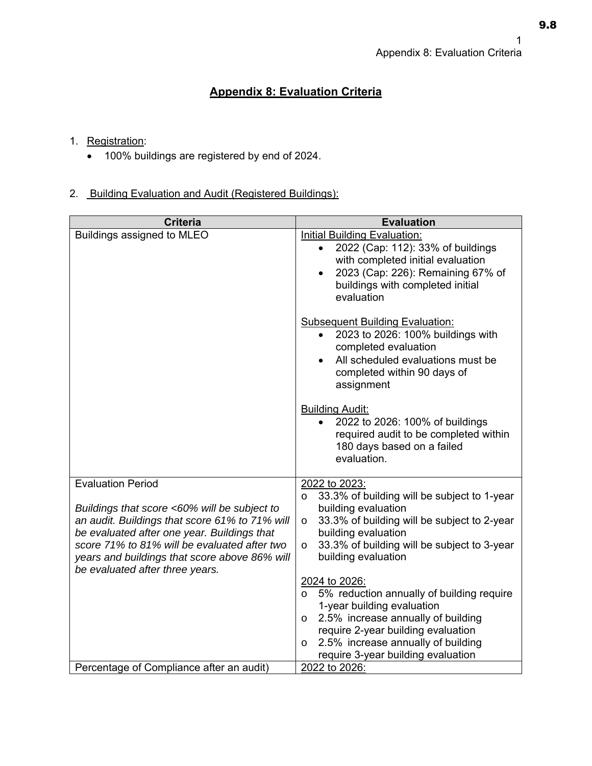# Appendix 8: Evaluation Criteria

1. Registration:
   - 100% buildings are registered by end of 2024.

2. Building Evaluation and Audit (Registered Buildings):

| Criteria | Evaluation |
|---|---|
| Buildings assigned to MLEO | Initial Building Evaluation:<br>• 2022 (Cap: 112): 33% of buildings with completed initial evaluation<br>• 2023 (Cap: 226): Remaining 67% of buildings with completed initial evaluation<br><br>Subsequent Building Evaluation:<br>• 2023 to 2026: 100% buildings with completed evaluation<br>• All scheduled evaluations must be completed within 90 days of assignment<br><br>Building Audit:<br>• 2022 to 2026: 100% of buildings required audit to be completed within 180 days based on a failed evaluation. |
| Evaluation Period<br><br>*Buildings that score <60% will be subject to an audit. Buildings that score 61% to 71% will be evaluated after one year. Buildings that score 71% to 81% will be evaluated after two years and buildings that score above 86% will be evaluated after three years.* | 2022 to 2023:<br>o 33.3% of building will be subject to 1-year building evaluation<br>o 33.3% of building will be subject to 2-year building evaluation<br>o 33.3% of building will be subject to 3-year building evaluation<br><br>2024 to 2026:<br>o 5% reduction annually of building require 1-year building evaluation<br>o 2.5% increase annually of building require 2-year building evaluation<br>o 2.5% increase annually of building require 3-year building evaluation |
| Percentage of Compliance after an audit) | 2022 to 2026: |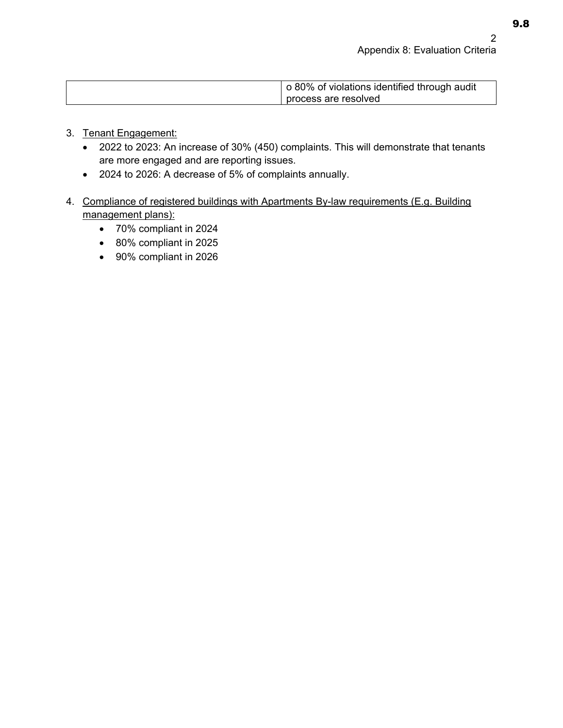| | |
|---|---|
| | o 80% of violations identified through audit process are resolved |

3. Tenant Engagement:
   - 2022 to 2023: An increase of 30% (450) complaints. This will demonstrate that tenants are more engaged and are reporting issues.
   - 2024 to 2026: A decrease of 5% of complaints annually.

4. Compliance of registered buildings with Apartments By-law requirements (E.g. Building management plans):
   - 70% compliant in 2024
   - 80% compliant in 2025
   - 90% compliant in 2026